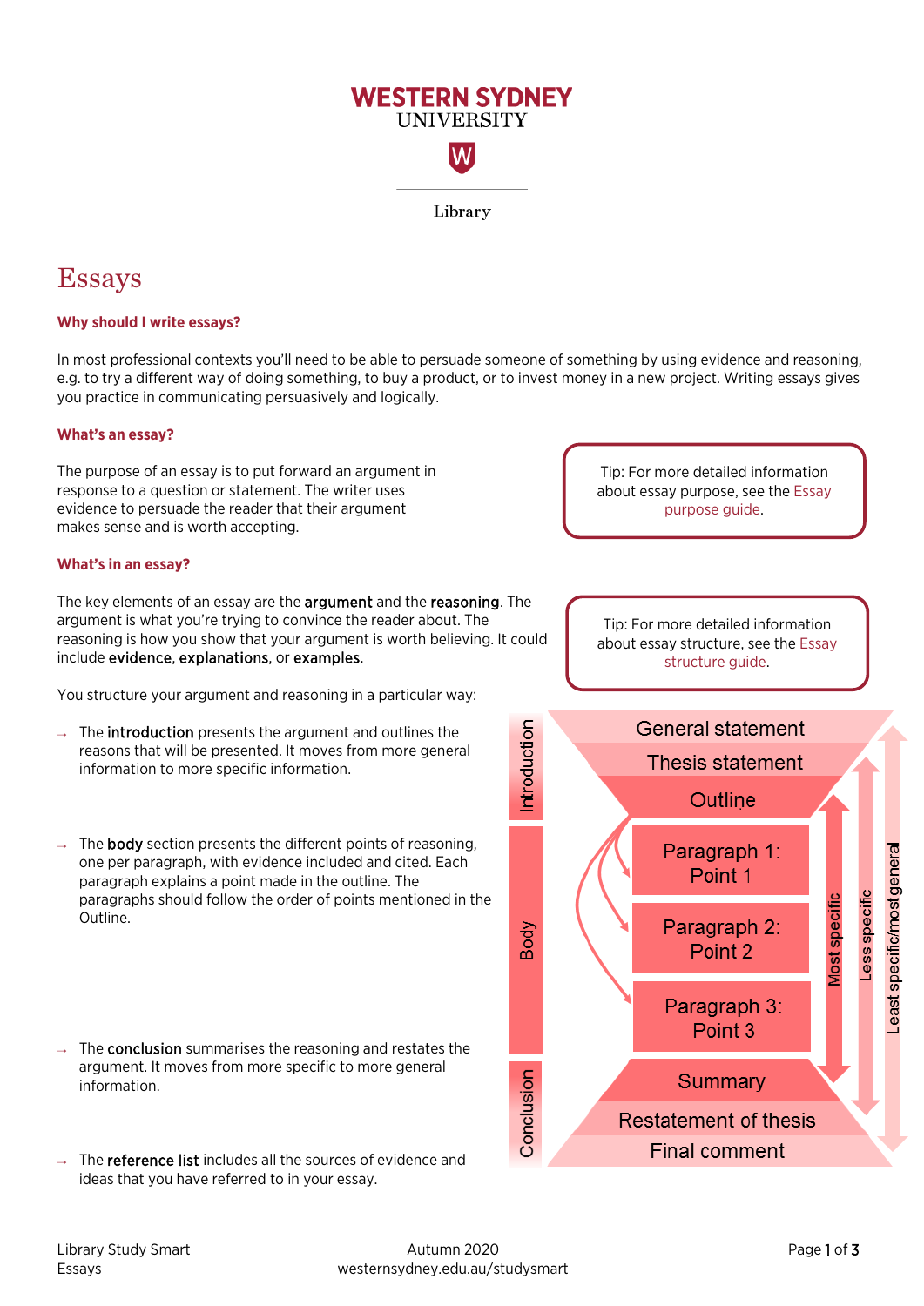# Essays

### Why should I write essays?

In most professional contexts you'll need to be able to persuade someone of something by using evidence and reasoning, e.g. to try a different way of doing something, to buy a product, or to invest money in a new project. Writing essays gives you practice in communicating persuasively and logically.

### What's an essay?

The purpose of an essay is to put forward an argument in response to a question or statement. The writer uses evidence to persuade the reader that their argument makes sense and is worth accepting.

> Tip: For more detailed information about essay purpose, see the Essay purpose guide.

### What's in an essay?

The key elements of an essay are the **argument** and the **reasoning**. The argument is what you're trying to convince the reader about. The reasoning is how you show that your argument is worth believing. It could include **evidence**, **explanations**, or **examples**.

> Tip: For more detailed information about essay structure, see the Essay structure guide.

You structure your argument and reasoning in a particular way:

- The **introduction** presents the argument and outlines the reasons that will be presented. It moves from more general information to more specific information.
- The **body** section presents the different points of reasoning, one per paragraph, with evidence included and cited. Each paragraph explains a point made in the outline. The paragraphs should follow the order of points mentioned in the Outline.
- The **conclusion** summarises the reasoning and restates the argument. It moves from more specific to more general information.
- The **reference list** includes all the sources of evidence and ideas that you have referred to in your essay.

Introduction
- General statement
- Thesis statement
- Outline

Body
- Paragraph 1: Point 1
- Paragraph 2: Point 2
- Paragraph 3: Point 3

Conclusion
- Summary
- Restatement of thesis
- Final comment

Most specific / Less specific / Least specific/most general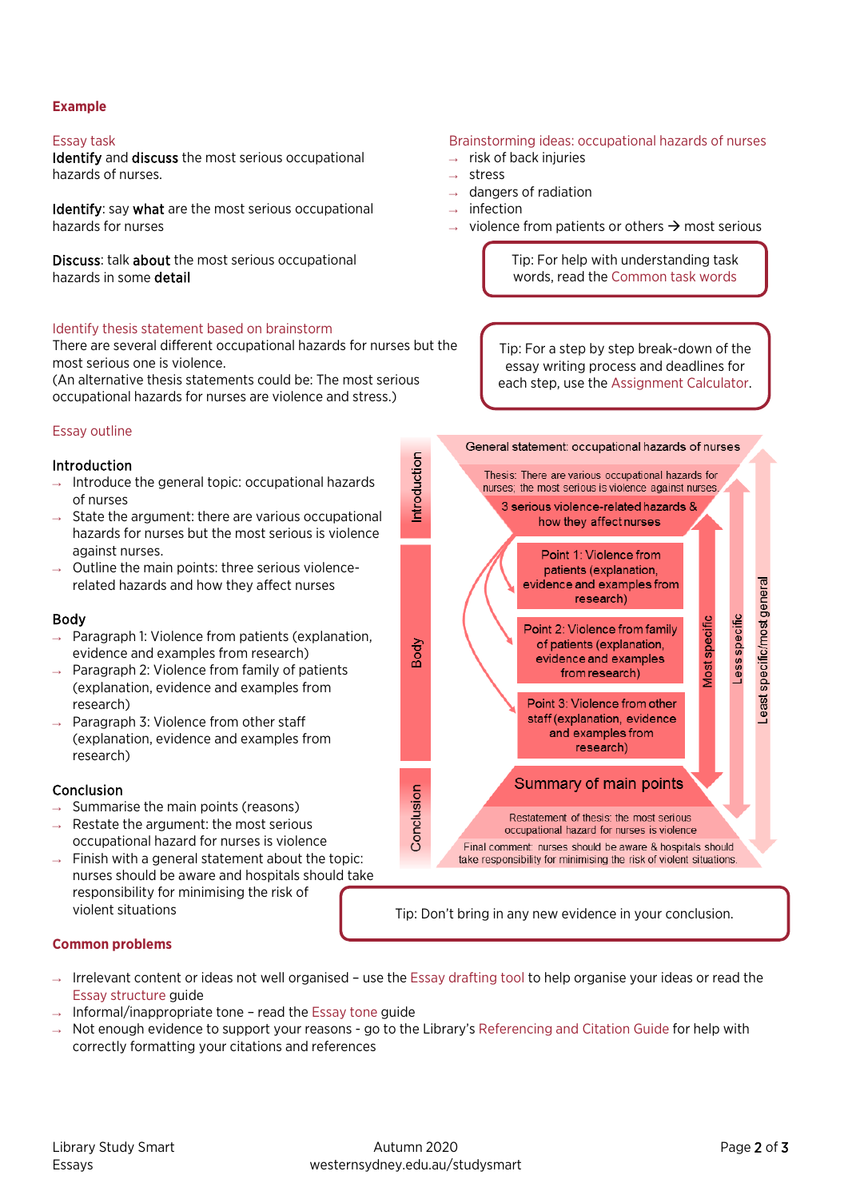## Example

### Essay task

**Identify** and **discuss** the most serious occupational hazards of nurses.

**Identify**: say **what** are the most serious occupational hazards for nurses

**Discuss**: talk **about** the most serious occupational hazards in some **detail**

### Brainstorming ideas: occupational hazards of nurses

- risk of back injuries
- stress
- dangers of radiation
- infection
- violence from patients or others → most serious

> Tip: For help with understanding task words, read the Common task words

### Identify thesis statement based on brainstorm

There are several different occupational hazards for nurses but the most serious one is violence.
(An alternative thesis statements could be: The most serious occupational hazards for nurses are violence and stress.)

> Tip: For a step by step break-down of the essay writing process and deadlines for each step, use the Assignment Calculator.

### Essay outline

**Introduction**

- Introduce the general topic: occupational hazards of nurses
- State the argument: there are various occupational hazards for nurses but the most serious is violence against nurses.
- Outline the main points: three serious violence-related hazards and how they affect nurses

**Body**

- Paragraph 1: Violence from patients (explanation, evidence and examples from research)
- Paragraph 2: Violence from family of patients (explanation, evidence and examples from research)
- Paragraph 3: Violence from other staff (explanation, evidence and examples from research)

**Conclusion**

- Summarise the main points (reasons)
- Restate the argument: the most serious occupational hazard for nurses is violence
- Finish with a general statement about the topic: nurses should be aware and hospitals should take responsibility for minimising the risk of violent situations

**Introduction**
- General statement: occupational hazards of nurses
- Thesis: There are various occupational hazards for nurses; the most serious is violence against nurses.
- 3 serious violence-related hazards & how they affect nurses

**Body**
- Point 1: Violence from patients (explanation, evidence and examples from research)
- Point 2: Violence from family of patients (explanation, evidence and examples from research)
- Point 3: Violence from other staff (explanation, evidence and examples from research)

**Conclusion**
- Summary of main points
- Restatement of thesis: the most serious occupational hazard for nurses is violence
- Final comment: nurses should be aware & hospitals should take responsibility for minimising the risk of violent situations.

Most specific | Less specific | Least specific/most general

> Tip: Don't bring in any new evidence in your conclusion.

## Common problems

- Irrelevant content or ideas not well organised – use the Essay drafting tool to help organise your ideas or read the Essay structure guide
- Informal/inappropriate tone – read the Essay tone guide
- Not enough evidence to support your reasons - go to the Library's Referencing and Citation Guide for help with correctly formatting your citations and references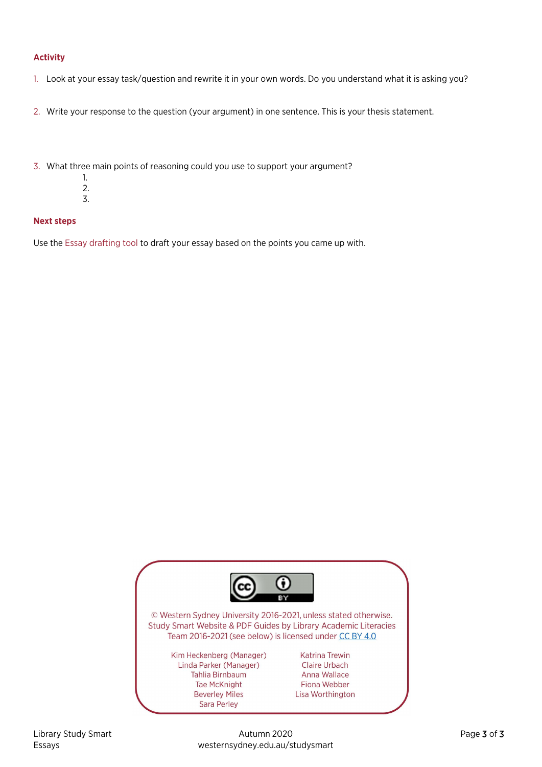### Activity

1. Look at your essay task/question and rewrite it in your own words. Do you understand what it is asking you?

2. Write your response to the question (your argument) in one sentence. This is your thesis statement.

3. What three main points of reasoning could you use to support your argument?
    1.
    2.
    3.

### Next steps

Use the Essay drafting tool to draft your essay based on the points you came up with.

© Western Sydney University 2016-2021, unless stated otherwise. Study Smart Website & PDF Guides by Library Academic Literacies Team 2016-2021 (see below) is licensed under CC BY 4.0

Kim Heckenberg (Manager)
Linda Parker (Manager)
Tahlia Birnbaum
Tae McKnight
Beverley Miles
Sara Perley
Katrina Trewin
Claire Urbach
Anna Wallace
Fiona Webber
Lisa Worthington